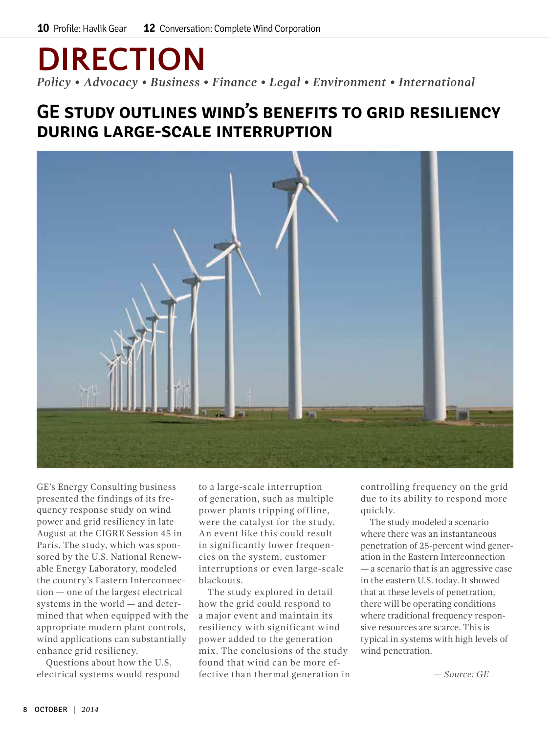# DIRECTION

*Policy • Advocacy • Business • Finance • Legal • Environment • International*

## GE STUDY OUTLINES WIND'S BENEFITS TO GRID RESILIENCY DURING LARGE-SCALE INTERRUPTION

GE's Energy Consulting business presented the findings of its frequency response study on wind power and grid resiliency in late August at the CIGRE Session 45 in Paris. The study, which was sponsored by the U.S. National Renewable Energy Laboratory, modeled the country's Eastern Interconnection — one of the largest electrical systems in the world — and determined that when equipped with the appropriate modern plant controls, wind applications can substantially enhance grid resiliency.

Questions about how the U.S. electrical systems would respond to a large-scale interruption of generation, such as multiple power plants tripping offline, were the catalyst for the study. An event like this could result in significantly lower frequencies on the system, customer interruptions or even large-scale blackouts.

The study explored in detail how the grid could respond to a major event and maintain its resiliency with significant wind power added to the generation mix. The conclusions of the study found that wind can be more effective than thermal generation in controlling frequency on the grid due to its ability to respond more quickly.

The study modeled a scenario where there was an instantaneous penetration of 25-percent wind generation in the Eastern Interconnection — a scenario that is an aggressive case in the eastern U.S. today. It showed that at these levels of penetration, there will be operating conditions where traditional frequency responsive resources are scarce. This is typical in systems with high levels of wind penetration.

*— Source: GE*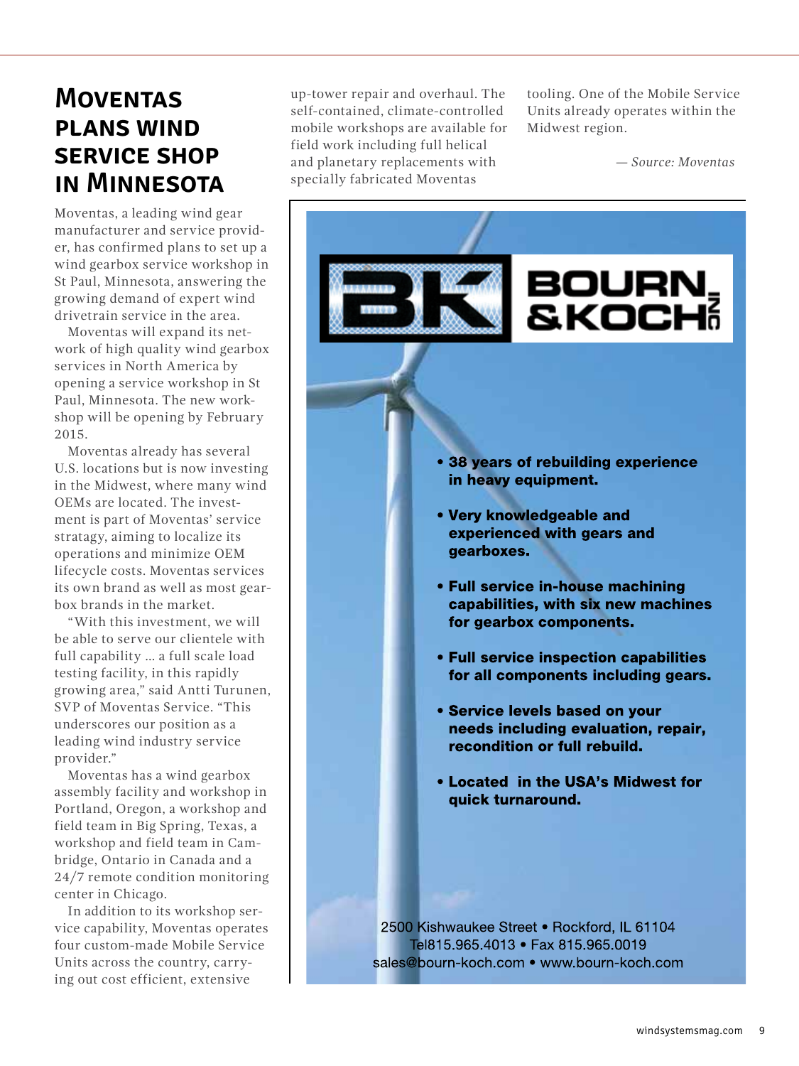# Moventas plans wind service shop in Minnesota

Moventas, a leading wind gear manufacturer and service provider, has confirmed plans to set up a wind gearbox service workshop in St Paul, Minnesota, answering the growing demand of expert wind drivetrain service in the area.

Moventas will expand its network of high quality wind gearbox services in North America by opening a service workshop in St Paul, Minnesota. The new workshop will be opening by February 2015.

Moventas already has several U.S. locations but is now investing in the Midwest, where many wind OEMs are located. The investment is part of Moventas' service stratagy, aiming to localize its operations and minimize OEM lifecycle costs. Moventas services its own brand as well as most gearbox brands in the market.

"With this investment, we will be able to serve our clientele with full capability … a full scale load testing facility, in this rapidly growing area," said Antti Turunen, SVP of Moventas Service. "This underscores our position as a leading wind industry service provider."

Moventas has a wind gearbox assembly facility and workshop in Portland, Oregon, a workshop and field team in Big Spring, Texas, a workshop and field team in Cambridge, Ontario in Canada and a 24/7 remote condition monitoring center in Chicago.

In addition to its workshop service capability, Moventas operates four custom-made Mobile Service Units across the country, carrying out cost efficient, extensive up-tower repair and overhaul. The self-contained, climate-controlled mobile workshops are available for field work including full helical and planetary replacements with specially fabricated Moventas tooling. One of the Mobile Service Units already operates within the Midwest region.

*— Source: Moventas*

**BOURN & KOCH INC**

- **38 years of rebuilding experience in heavy equipment.**
- **Very knowledgeable and experienced with gears and gearboxes.**
- **Full service in-house machining capabilities, with six new machines for gearbox components.**
- **Full service inspection capabilities for all components including gears.**
- **Service levels based on your needs including evaluation, repair, recondition or full rebuild.**
- **Located in the USA's Midwest for quick turnaround.**

2500 Kishwaukee Street • Rockford, IL 61104
Tel815.965.4013 • Fax 815.965.0019
sales@bourn-koch.com • www.bourn-koch.com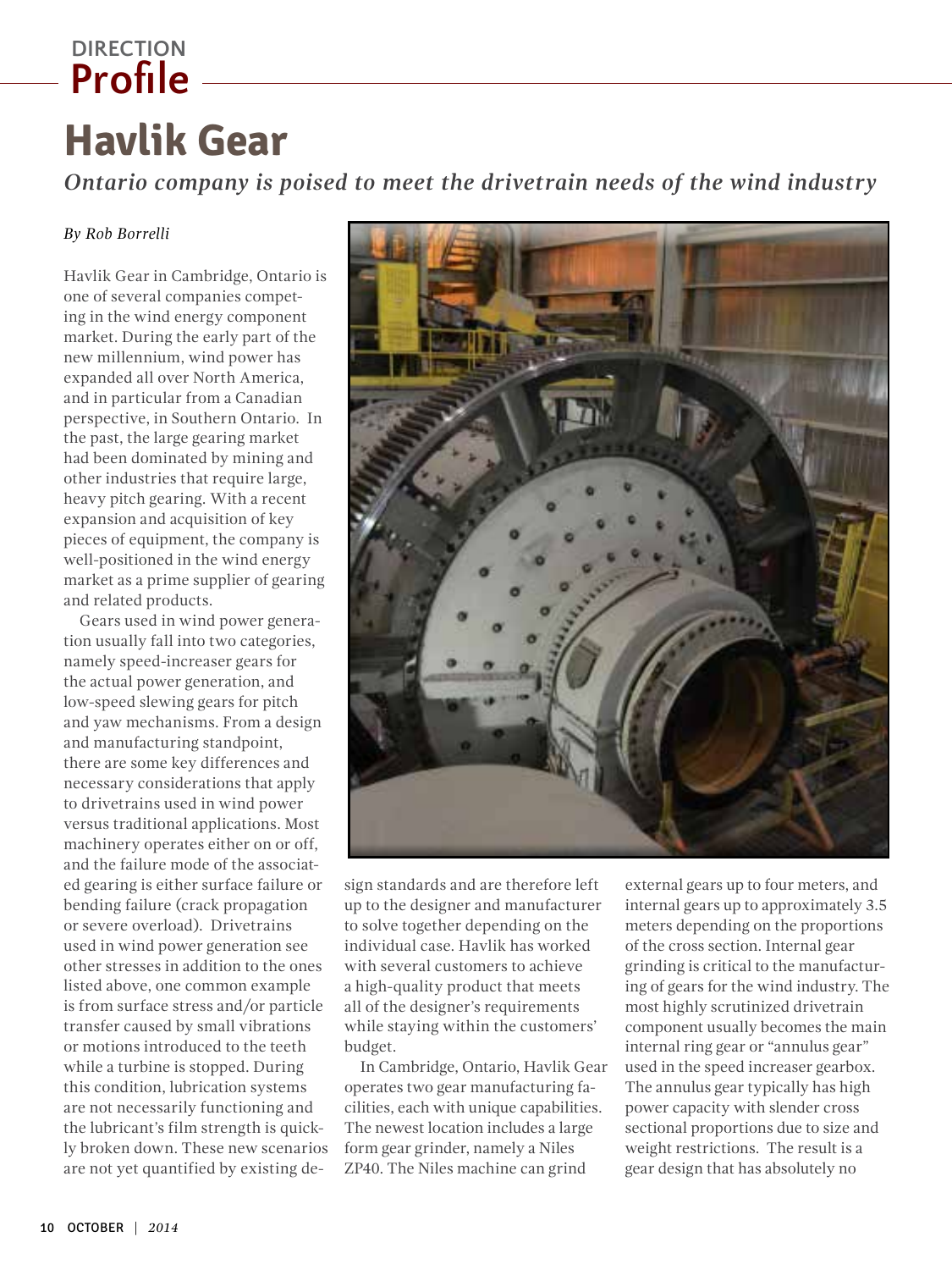# Havlik Gear

*Ontario company is poised to meet the drivetrain needs of the wind industry*

*By Rob Borrelli*

Havlik Gear in Cambridge, Ontario is one of several companies competing in the wind energy component market. During the early part of the new millennium, wind power has expanded all over North America, and in particular from a Canadian perspective, in Southern Ontario. In the past, the large gearing market had been dominated by mining and other industries that require large, heavy pitch gearing. With a recent expansion and acquisition of key pieces of equipment, the company is well-positioned in the wind energy market as a prime supplier of gearing and related products.

Gears used in wind power generation usually fall into two categories, namely speed-increaser gears for the actual power generation, and low-speed slewing gears for pitch and yaw mechanisms. From a design and manufacturing standpoint, there are some key differences and necessary considerations that apply to drivetrains used in wind power versus traditional applications. Most machinery operates either on or off, and the failure mode of the associated gearing is either surface failure or bending failure (crack propagation or severe overload). Drivetrains used in wind power generation see other stresses in addition to the ones listed above, one common example is from surface stress and/or particle transfer caused by small vibrations or motions introduced to the teeth while a turbine is stopped. During this condition, lubrication systems are not necessarily functioning and the lubricant's film strength is quickly broken down. These new scenarios are not yet quantified by existing design standards and are therefore left up to the designer and manufacturer to solve together depending on the individual case. Havlik has worked with several customers to achieve a high-quality product that meets all of the designer's requirements while staying within the customers' budget.

In Cambridge, Ontario, Havlik Gear operates two gear manufacturing facilities, each with unique capabilities. The newest location includes a large form gear grinder, namely a Niles ZP40. The Niles machine can grind external gears up to four meters, and internal gears up to approximately 3.5 meters depending on the proportions of the cross section. Internal gear grinding is critical to the manufacturing of gears for the wind industry. The most highly scrutinized drivetrain component usually becomes the main internal ring gear or "annulus gear" used in the speed increaser gearbox. The annulus gear typically has high power capacity with slender cross sectional proportions due to size and weight restrictions. The result is a gear design that has absolutely no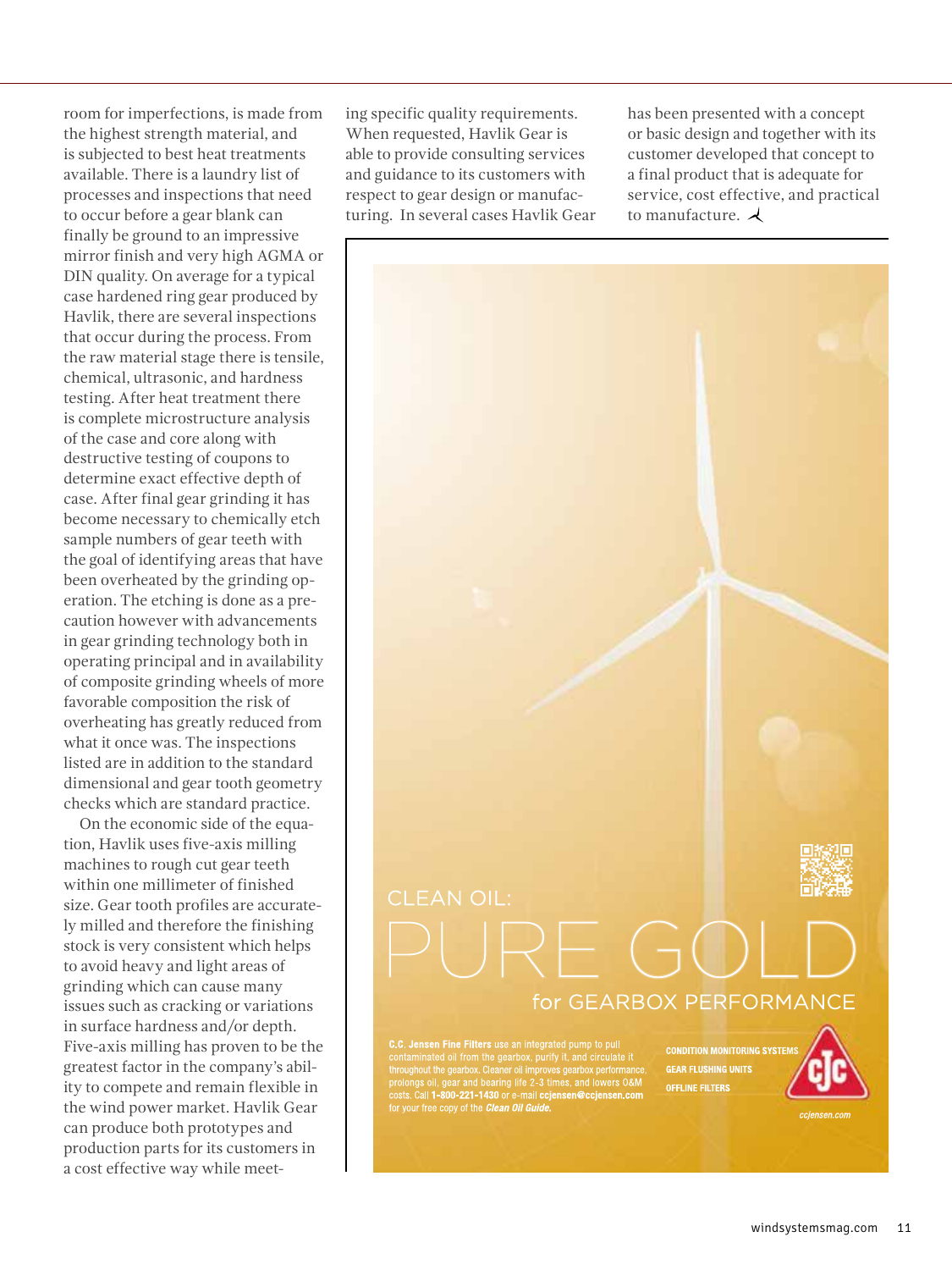room for imperfections, is made from the highest strength material, and is subjected to best heat treatments available. There is a laundry list of processes and inspections that need to occur before a gear blank can finally be ground to an impressive mirror finish and very high AGMA or DIN quality. On average for a typical case hardened ring gear produced by Havlik, there are several inspections that occur during the process. From the raw material stage there is tensile, chemical, ultrasonic, and hardness testing. After heat treatment there is complete microstructure analysis of the case and core along with destructive testing of coupons to determine exact effective depth of case. After final gear grinding it has become necessary to chemically etch sample numbers of gear teeth with the goal of identifying areas that have been overheated by the grinding operation. The etching is done as a precaution however with advancements in gear grinding technology both in operating principal and in availability of composite grinding wheels of more favorable composition the risk of overheating has greatly reduced from what it once was. The inspections listed are in addition to the standard dimensional and gear tooth geometry checks which are standard practice.

On the economic side of the equation, Havlik uses five-axis milling machines to rough cut gear teeth within one millimeter of finished size. Gear tooth profiles are accurately milled and therefore the finishing stock is very consistent which helps to avoid heavy and light areas of grinding which can cause many issues such as cracking or variations in surface hardness and/or depth. Five-axis milling has proven to be the greatest factor in the company's ability to compete and remain flexible in the wind power market. Havlik Gear can produce both prototypes and production parts for its customers in a cost effective way while meeting specific quality requirements. When requested, Havlik Gear is able to provide consulting services and guidance to its customers with respect to gear design or manufacturing. In several cases Havlik Gear has been presented with a concept or basic design and together with its customer developed that concept to a final product that is adequate for service, cost effective, and practical to manufacture.

CLEAN OIL:

PURE GOLD

for GEARBOX PERFORMANCE

**C.C. Jensen Fine Filters** use an integrated pump to pull contaminated oil from the gearbox, purify it, and circulate it throughout the gearbox. Cleaner oil improves gearbox performance, prolongs oil, gear and bearing life 2-3 times, and lowers O&M costs. Call **1-800-221-1430** or e-mail **ccjensen@ccjensen.com** for your free copy of the ***Clean Oil Guide.***

CONDITION MONITORING SYSTEMS

GEAR FLUSHING UNITS

OFFLINE FILTERS

CJC

ccjensen.com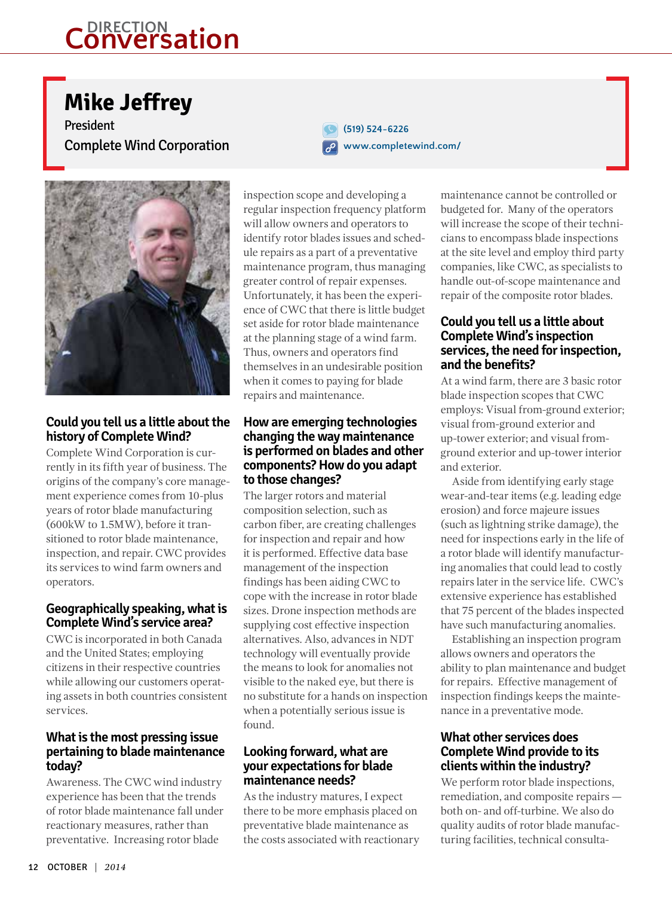# Mike Jeffrey

President

Complete Wind Corporation

(519) 524-6226

www.completewind.com/

## Could you tell us a little about the history of Complete Wind?

Complete Wind Corporation is currently in its fifth year of business. The origins of the company's core management experience comes from 10-plus years of rotor blade manufacturing (600kW to 1.5MW), before it transitioned to rotor blade maintenance, inspection, and repair. CWC provides its services to wind farm owners and operators.

## Geographically speaking, what is Complete Wind's service area?

CWC is incorporated in both Canada and the United States; employing citizens in their respective countries while allowing our customers operating assets in both countries consistent services.

## What is the most pressing issue pertaining to blade maintenance today?

Awareness. The CWC wind industry experience has been that the trends of rotor blade maintenance fall under reactionary measures, rather than preventative. Increasing rotor blade inspection scope and developing a regular inspection frequency platform will allow owners and operators to identify rotor blades issues and schedule repairs as a part of a preventative maintenance program, thus managing greater control of repair expenses. Unfortunately, it has been the experience of CWC that there is little budget set aside for rotor blade maintenance at the planning stage of a wind farm. Thus, owners and operators find themselves in an undesirable position when it comes to paying for blade repairs and maintenance.

## How are emerging technologies changing the way maintenance is performed on blades and other components? How do you adapt to those changes?

The larger rotors and material composition selection, such as carbon fiber, are creating challenges for inspection and repair and how it is performed. Effective data base management of the inspection findings has been aiding CWC to cope with the increase in rotor blade sizes. Drone inspection methods are supplying cost effective inspection alternatives. Also, advances in NDT technology will eventually provide the means to look for anomalies not visible to the naked eye, but there is no substitute for a hands on inspection when a potentially serious issue is found.

## Looking forward, what are your expectations for blade maintenance needs?

As the industry matures, I expect there to be more emphasis placed on preventative blade maintenance as the costs associated with reactionary maintenance cannot be controlled or budgeted for. Many of the operators will increase the scope of their technicians to encompass blade inspections at the site level and employ third party companies, like CWC, as specialists to handle out-of-scope maintenance and repair of the composite rotor blades.

## Could you tell us a little about Complete Wind's inspection services, the need for inspection, and the benefits?

At a wind farm, there are 3 basic rotor blade inspection scopes that CWC employs: Visual from-ground exterior; visual from-ground exterior and up-tower exterior; and visual from-ground exterior and up-tower interior and exterior.

Aside from identifying early stage wear-and-tear items (e.g. leading edge erosion) and force majeure issues (such as lightning strike damage), the need for inspections early in the life of a rotor blade will identify manufacturing anomalies that could lead to costly repairs later in the service life. CWC's extensive experience has established that 75 percent of the blades inspected have such manufacturing anomalies.

Establishing an inspection program allows owners and operators the ability to plan maintenance and budget for repairs. Effective management of inspection findings keeps the maintenance in a preventative mode.

## What other services does Complete Wind provide to its clients within the industry?

We perform rotor blade inspections, remediation, and composite repairs — both on- and off-turbine. We also do quality audits of rotor blade manufacturing facilities, technical consulta-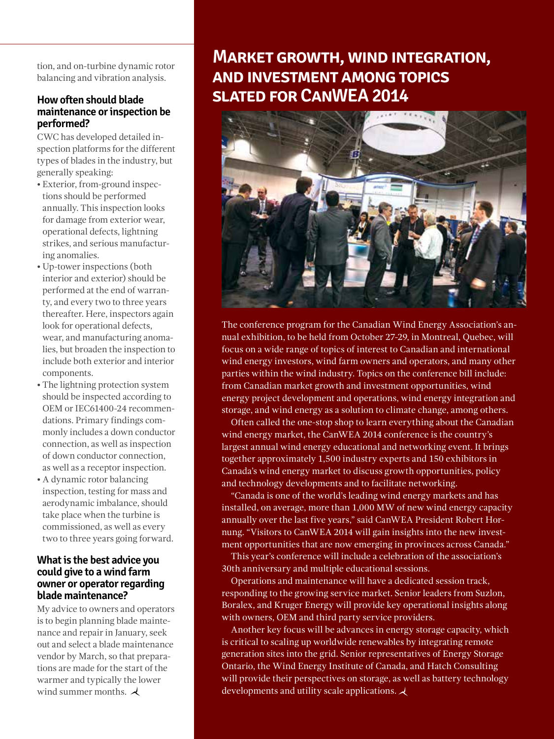tion, and on-turbine dynamic rotor balancing and vibration analysis.

### How often should blade maintenance or inspection be performed?

CWC has developed detailed inspection platforms for the different types of blades in the industry, but generally speaking:

- Exterior, from-ground inspections should be performed annually. This inspection looks for damage from exterior wear, operational defects, lightning strikes, and serious manufacturing anomalies.
- Up-tower inspections (both interior and exterior) should be performed at the end of warranty, and every two to three years thereafter. Here, inspectors again look for operational defects, wear, and manufacturing anomalies, but broaden the inspection to include both exterior and interior components.
- The lightning protection system should be inspected according to OEM or IEC61400-24 recommendations. Primary findings commonly includes a down conductor connection, as well as inspection of down conductor connection, as well as a receptor inspection.
- A dynamic rotor balancing inspection, testing for mass and aerodynamic imbalance, should take place when the turbine is commissioned, as well as every two to three years going forward.

### What is the best advice you could give to a wind farm owner or operator regarding blade maintenance?

My advice to owners and operators is to begin planning blade maintenance and repair in January, seek out and select a blade maintenance vendor by March, so that preparations are made for the start of the warmer and typically the lower wind summer months.

## Market growth, wind integration, and investment among topics slated for CanWEA 2014

The conference program for the Canadian Wind Energy Association's annual exhibition, to be held from October 27-29, in Montreal, Quebec, will focus on a wide range of topics of interest to Canadian and international wind energy investors, wind farm owners and operators, and many other parties within the wind industry. Topics on the conference bill include: from Canadian market growth and investment opportunities, wind energy project development and operations, wind energy integration and storage, and wind energy as a solution to climate change, among others.

Often called the one-stop shop to learn everything about the Canadian wind energy market, the CanWEA 2014 conference is the country's largest annual wind energy educational and networking event. It brings together approximately 1,500 industry experts and 150 exhibitors in Canada's wind energy market to discuss growth opportunities, policy and technology developments and to facilitate networking.

"Canada is one of the world's leading wind energy markets and has installed, on average, more than 1,000 MW of new wind energy capacity annually over the last five years," said CanWEA President Robert Hornung. "Visitors to CanWEA 2014 will gain insights into the new investment opportunities that are now emerging in provinces across Canada."

This year's conference will include a celebration of the association's 30th anniversary and multiple educational sessions.

Operations and maintenance will have a dedicated session track, responding to the growing service market. Senior leaders from Suzlon, Boralex, and Kruger Energy will provide key operational insights along with owners, OEM and third party service providers.

Another key focus will be advances in energy storage capacity, which is critical to scaling up worldwide renewables by integrating remote generation sites into the grid. Senior representatives of Energy Storage Ontario, the Wind Energy Institute of Canada, and Hatch Consulting will provide their perspectives on storage, as well as battery technology developments and utility scale applications.